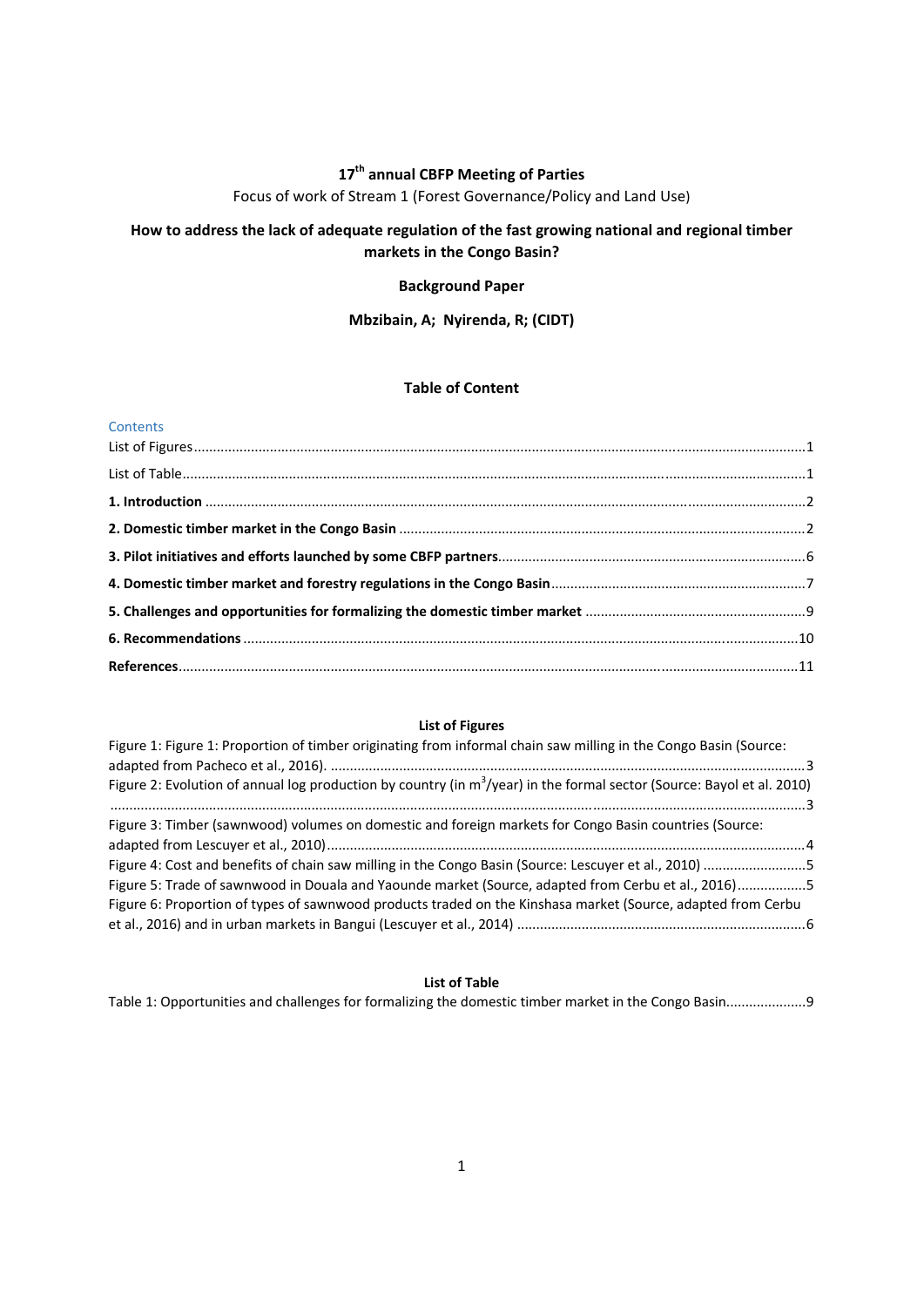**17th annual CBFP Meeting of Parties**

Focus of work of Stream 1 (Forest Governance/Policy and Land Use)

# How to address the lack of adequate regulation of the fast growing national and regional timber markets in the Congo Basin?

**Background Paper**

**Mbzibain, A; Nyirenda, R; (CIDT)**

## Table of Content

Contents

List of Figures ........................................................................................ 1

List of Table ........................................................................................ 1

**1. Introduction** ........................................................................................ 2

**2. Domestic timber market in the Congo Basin** ........................................................................................ 2

**3. Pilot initiatives and efforts launched by some CBFP partners** ........................................................................................ 6

**4. Domestic timber market and forestry regulations in the Congo Basin** ........................................................................................ 7

**5. Challenges and opportunities for formalizing the domestic timber market** ........................................................................................ 9

**6. Recommendations** ........................................................................................ 10

**References** ........................................................................................ 11

### List of Figures

Figure 1: Figure 1: Proportion of timber originating from informal chain saw milling in the Congo Basin (Source: adapted from Pacheco et al., 2016). ........................................................................................ 3

Figure 2: Evolution of annual log production by country (in m$^3$/year) in the formal sector (Source: Bayol et al. 2010) ........................................................................................ 3

Figure 3: Timber (sawnwood) volumes on domestic and foreign markets for Congo Basin countries (Source: adapted from Lescuyer et al., 2010) ........................................................................................ 4

Figure 4: Cost and benefits of chain saw milling in the Congo Basin (Source: Lescuyer et al., 2010) ........................................................................................ 5

Figure 5: Trade of sawnwood in Douala and Yaounde market (Source, adapted from Cerbu et al., 2016) ........................................................................................ 5

Figure 6: Proportion of types of sawnwood products traded on the Kinshasa market (Source, adapted from Cerbu et al., 2016) and in urban markets in Bangui (Lescuyer et al., 2014) ........................................................................................ 6

### List of Table

Table 1: Opportunities and challenges for formalizing the domestic timber market in the Congo Basin ........................................................................................ 9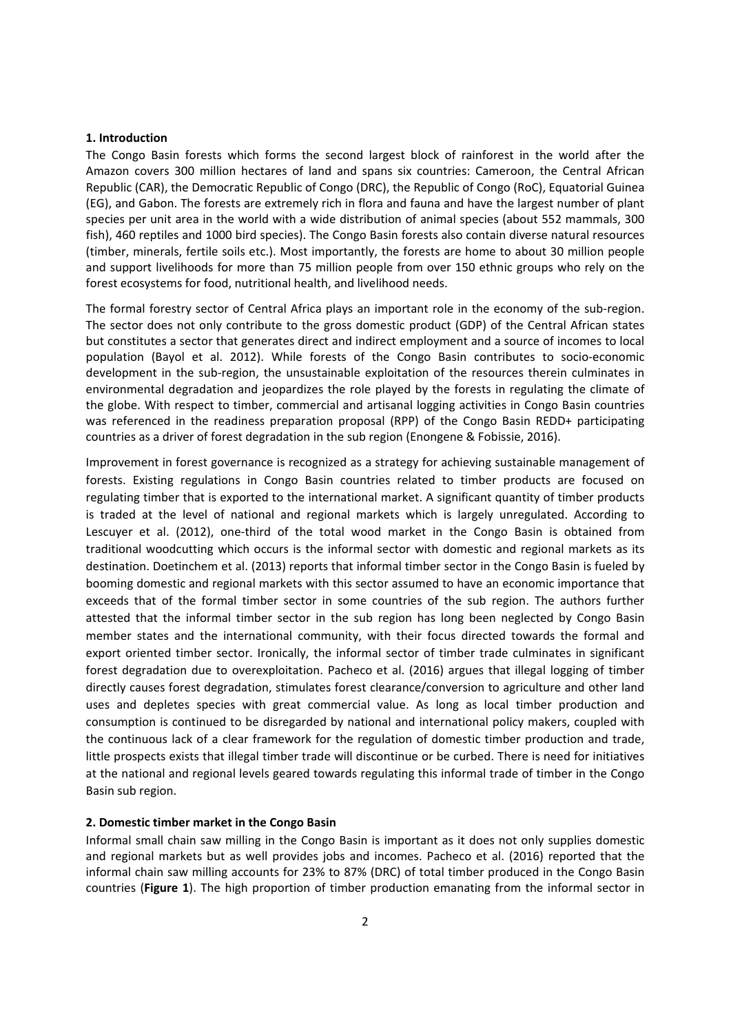**1. Introduction**

The Congo Basin forests which forms the second largest block of rainforest in the world after the Amazon covers 300 million hectares of land and spans six countries: Cameroon, the Central African Republic (CAR), the Democratic Republic of Congo (DRC), the Republic of Congo (RoC), Equatorial Guinea (EG), and Gabon. The forests are extremely rich in flora and fauna and have the largest number of plant species per unit area in the world with a wide distribution of animal species (about 552 mammals, 300 fish), 460 reptiles and 1000 bird species). The Congo Basin forests also contain diverse natural resources (timber, minerals, fertile soils etc.). Most importantly, the forests are home to about 30 million people and support livelihoods for more than 75 million people from over 150 ethnic groups who rely on the forest ecosystems for food, nutritional health, and livelihood needs.

The formal forestry sector of Central Africa plays an important role in the economy of the sub-region. The sector does not only contribute to the gross domestic product (GDP) of the Central African states but constitutes a sector that generates direct and indirect employment and a source of incomes to local population (Bayol et al. 2012). While forests of the Congo Basin contributes to socio-economic development in the sub-region, the unsustainable exploitation of the resources therein culminates in environmental degradation and jeopardizes the role played by the forests in regulating the climate of the globe. With respect to timber, commercial and artisanal logging activities in Congo Basin countries was referenced in the readiness preparation proposal (RPP) of the Congo Basin REDD+ participating countries as a driver of forest degradation in the sub region (Enongene & Fobissie, 2016).

Improvement in forest governance is recognized as a strategy for achieving sustainable management of forests. Existing regulations in Congo Basin countries related to timber products are focused on regulating timber that is exported to the international market. A significant quantity of timber products is traded at the level of national and regional markets which is largely unregulated. According to Lescuyer et al. (2012), one-third of the total wood market in the Congo Basin is obtained from traditional woodcutting which occurs is the informal sector with domestic and regional markets as its destination. Doetinchem et al. (2013) reports that informal timber sector in the Congo Basin is fueled by booming domestic and regional markets with this sector assumed to have an economic importance that exceeds that of the formal timber sector in some countries of the sub region. The authors further attested that the informal timber sector in the sub region has long been neglected by Congo Basin member states and the international community, with their focus directed towards the formal and export oriented timber sector. Ironically, the informal sector of timber trade culminates in significant forest degradation due to overexploitation. Pacheco et al. (2016) argues that illegal logging of timber directly causes forest degradation, stimulates forest clearance/conversion to agriculture and other land uses and depletes species with great commercial value. As long as local timber production and consumption is continued to be disregarded by national and international policy makers, coupled with the continuous lack of a clear framework for the regulation of domestic timber production and trade, little prospects exists that illegal timber trade will discontinue or be curbed. There is need for initiatives at the national and regional levels geared towards regulating this informal trade of timber in the Congo Basin sub region.

**2. Domestic timber market in the Congo Basin**

Informal small chain saw milling in the Congo Basin is important as it does not only supplies domestic and regional markets but as well provides jobs and incomes. Pacheco et al. (2016) reported that the informal chain saw milling accounts for 23% to 87% (DRC) of total timber produced in the Congo Basin countries (**Figure 1**). The high proportion of timber production emanating from the informal sector in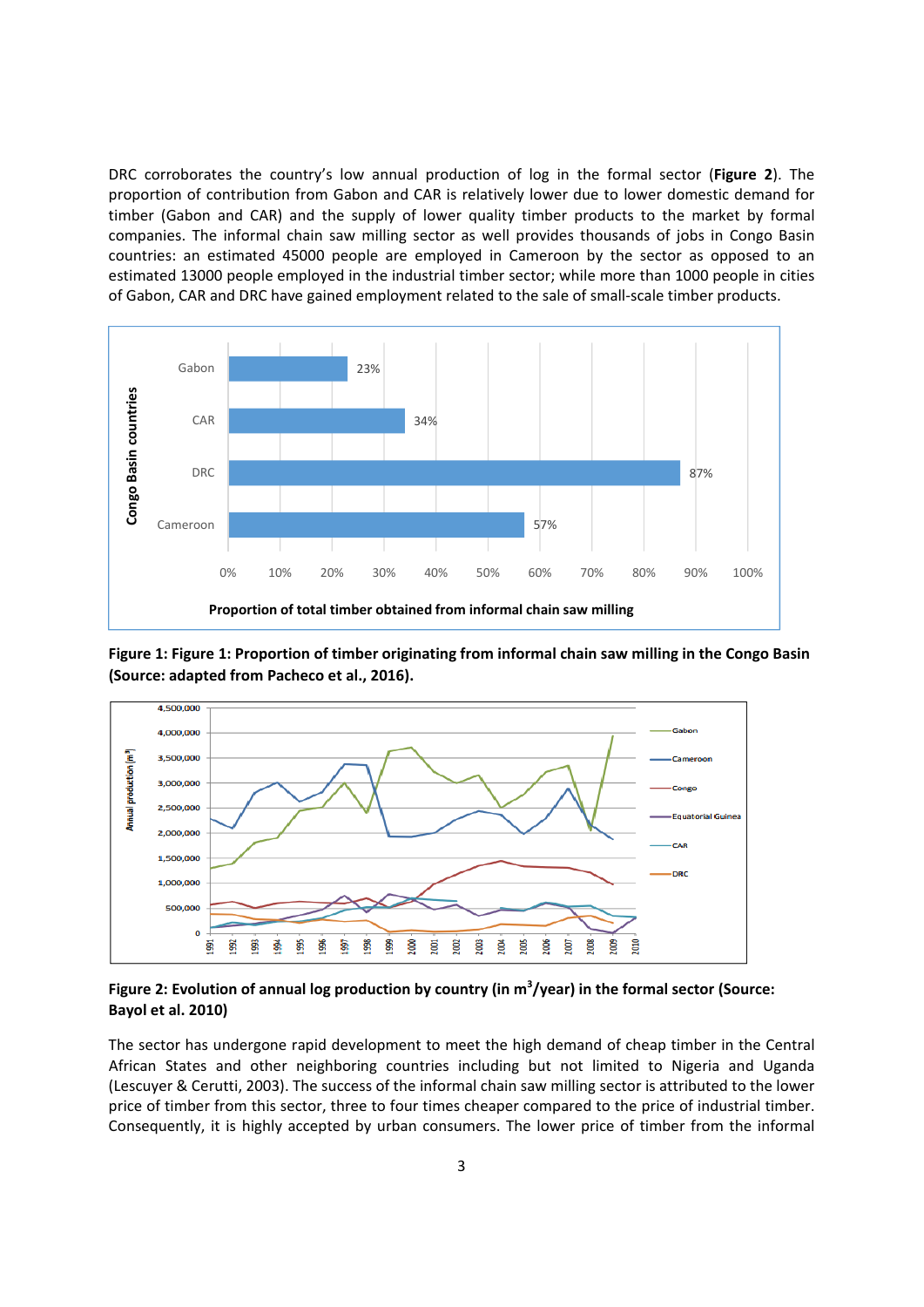DRC corroborates the country's low annual production of log in the formal sector (**Figure 2**). The proportion of contribution from Gabon and CAR is relatively lower due to lower domestic demand for timber (Gabon and CAR) and the supply of lower quality timber products to the market by formal companies. The informal chain saw milling sector as well provides thousands of jobs in Congo Basin countries: an estimated 45000 people are employed in Cameroon by the sector as opposed to an estimated 13000 people employed in the industrial timber sector; while more than 1000 people in cities of Gabon, CAR and DRC have gained employment related to the sale of small-scale timber products.

**Figure 1: Figure 1: Proportion of timber originating from informal chain saw milling in the Congo Basin (Source: adapted from Pacheco et al., 2016).**

**Figure 2: Evolution of annual log production by country (in m$^3$/year) in the formal sector (Source: Bayol et al. 2010)**

The sector has undergone rapid development to meet the high demand of cheap timber in the Central African States and other neighboring countries including but not limited to Nigeria and Uganda (Lescuyer & Cerutti, 2003). The success of the informal chain saw milling sector is attributed to the lower price of timber from this sector, three to four times cheaper compared to the price of industrial timber. Consequently, it is highly accepted by urban consumers. The lower price of timber from the informal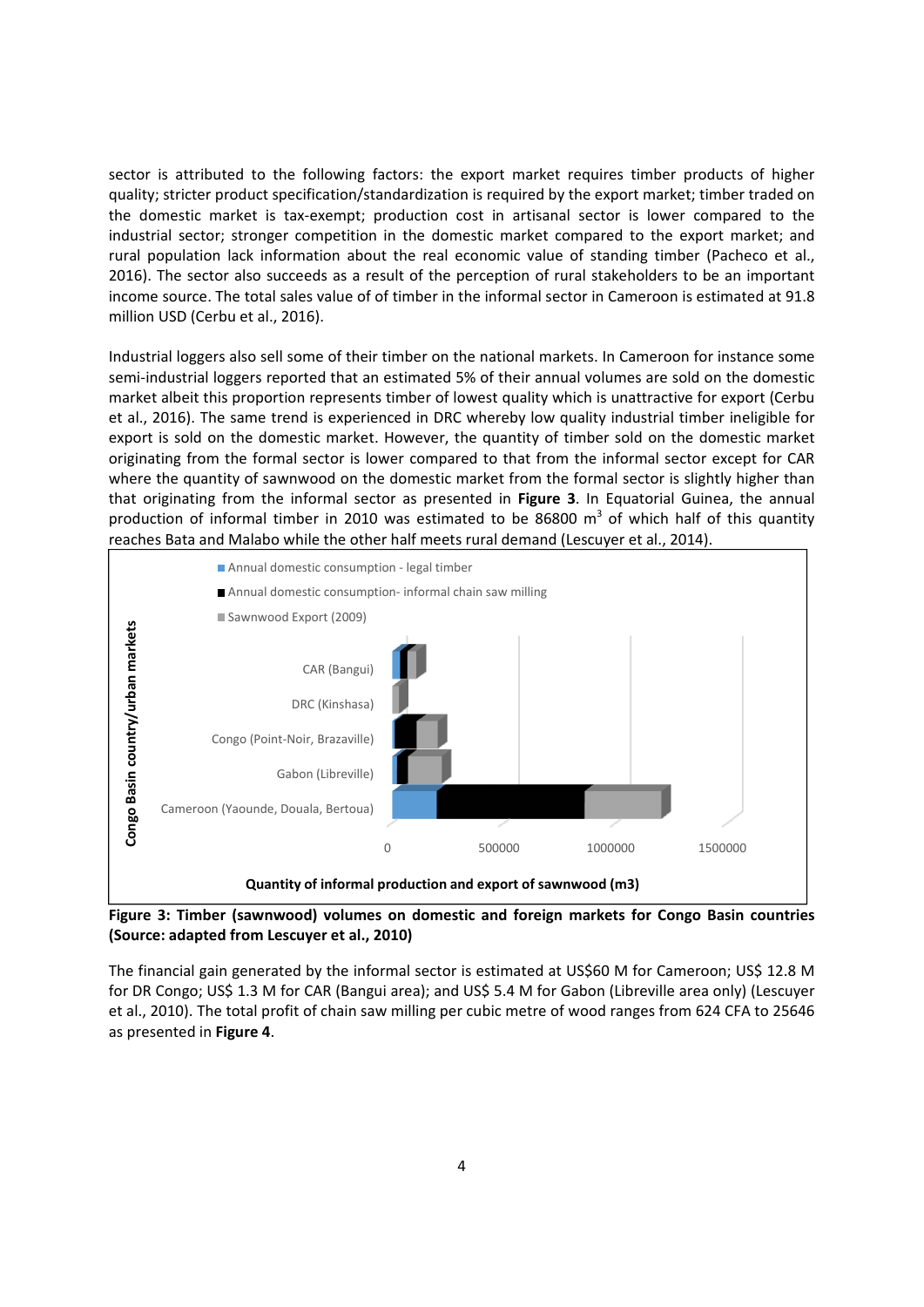sector is attributed to the following factors: the export market requires timber products of higher quality; stricter product specification/standardization is required by the export market; timber traded on the domestic market is tax-exempt; production cost in artisanal sector is lower compared to the industrial sector; stronger competition in the domestic market compared to the export market; and rural population lack information about the real economic value of standing timber (Pacheco et al., 2016). The sector also succeeds as a result of the perception of rural stakeholders to be an important income source. The total sales value of of timber in the informal sector in Cameroon is estimated at 91.8 million USD (Cerbu et al., 2016).

Industrial loggers also sell some of their timber on the national markets. In Cameroon for instance some semi-industrial loggers reported that an estimated 5% of their annual volumes are sold on the domestic market albeit this proportion represents timber of lowest quality which is unattractive for export (Cerbu et al., 2016). The same trend is experienced in DRC whereby low quality industrial timber ineligible for export is sold on the domestic market. However, the quantity of timber sold on the domestic market originating from the formal sector is lower compared to that from the informal sector except for CAR where the quantity of sawnwood on the domestic market from the formal sector is slightly higher than that originating from the informal sector as presented in **Figure 3**. In Equatorial Guinea, the annual production of informal timber in 2010 was estimated to be 86800 m$^3$ of which half of this quantity reaches Bata and Malabo while the other half meets rural demand (Lescuyer et al., 2014).

**Figure 3: Timber (sawnwood) volumes on domestic and foreign markets for Congo Basin countries (Source: adapted from Lescuyer et al., 2010)**

The financial gain generated by the informal sector is estimated at US$60 M for Cameroon; US$ 12.8 M for DR Congo; US$ 1.3 M for CAR (Bangui area); and US$ 5.4 M for Gabon (Libreville area only) (Lescuyer et al., 2010). The total profit of chain saw milling per cubic metre of wood ranges from 624 CFA to 25646 as presented in **Figure 4**.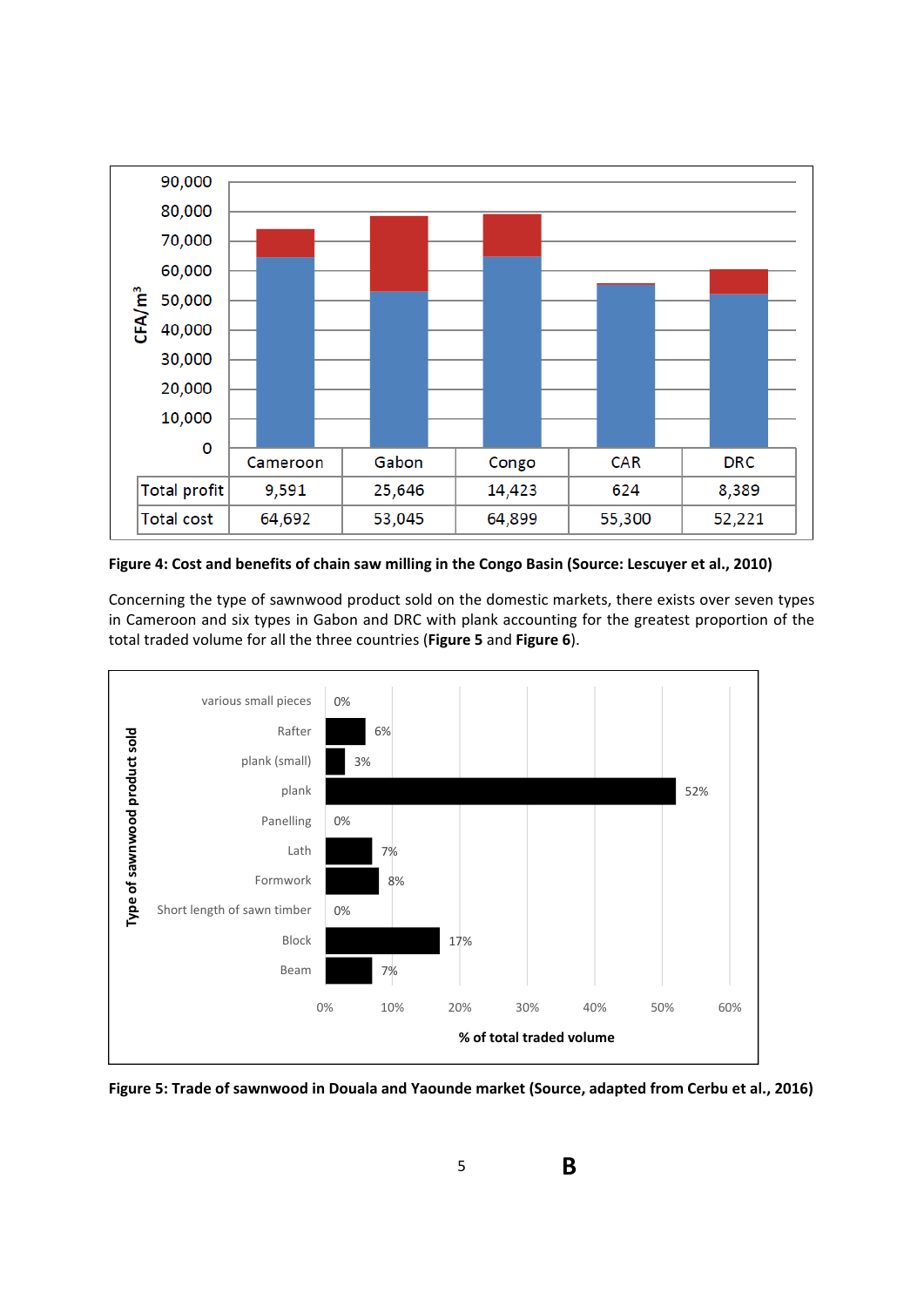| | Cameroon | Gabon | Congo | CAR | DRC |
|---|---|---|---|---|---|
| Total profit | 9,591 | 25,646 | 14,423 | 624 | 8,389 |
| Total cost | 64,692 | 53,045 | 64,899 | 55,300 | 52,221 |

**Figure 4: Cost and benefits of chain saw milling in the Congo Basin (Source: Lescuyer et al., 2010)**

Concerning the type of sawnwood product sold on the domestic markets, there exists over seven types in Cameroon and six types in Gabon and DRC with plank accounting for the greatest proportion of the total traded volume for all the three countries (**Figure 5** and **Figure 6**).

| Type of sawnwood product sold | % of total traded volume |
|---|---|
| various small pieces | 0% |
| Rafter | 6% |
| plank (small) | 3% |
| plank | 52% |
| Panelling | 0% |
| Lath | 7% |
| Formwork | 8% |
| Short length of sawn timber | 0% |
| Block | 17% |
| Beam | 7% |

**Figure 5: Trade of sawnwood in Douala and Yaounde market (Source, adapted from Cerbu et al., 2016)**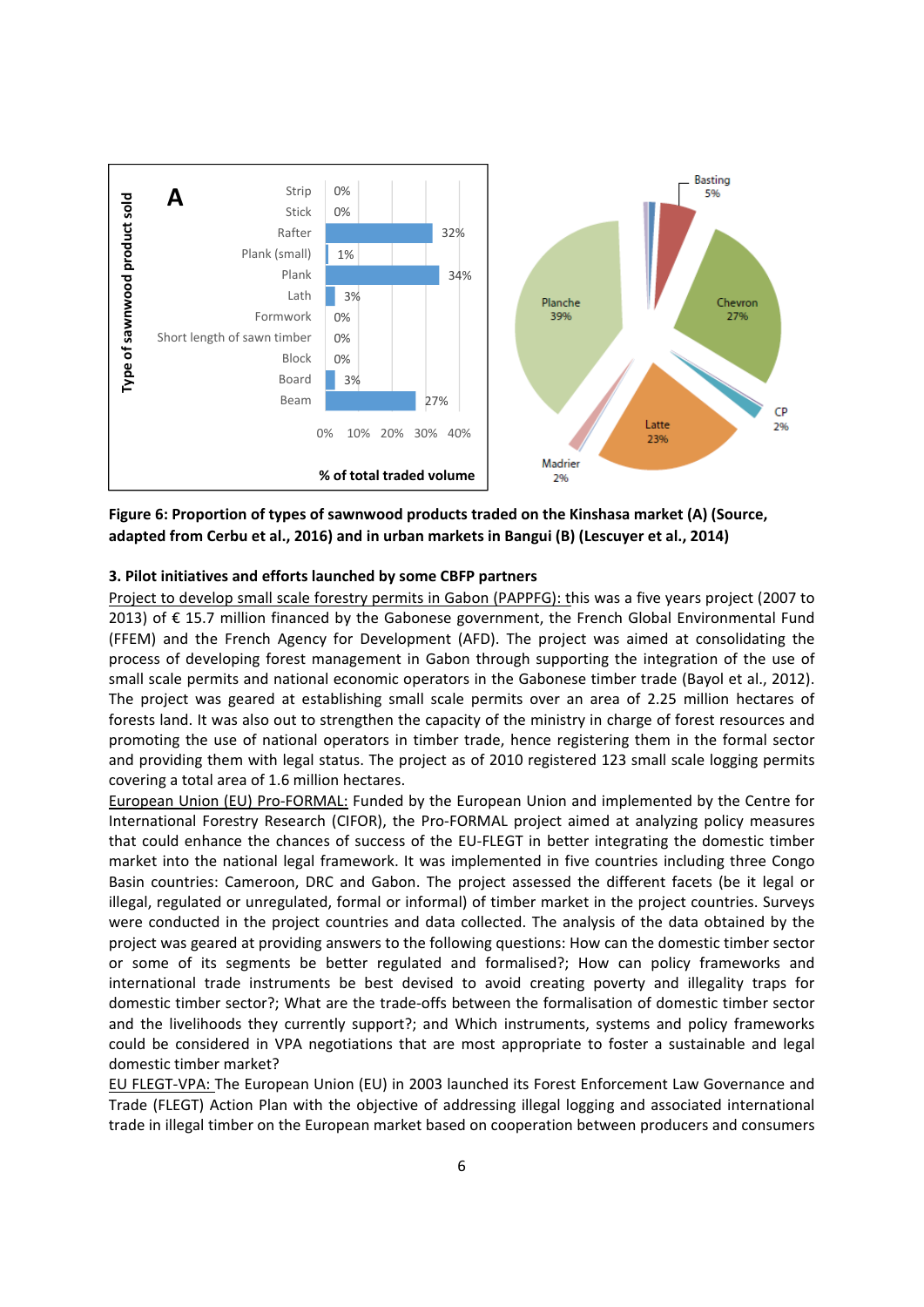**Figure 6: Proportion of types of sawnwood products traded on the Kinshasa market (A) (Source, adapted from Cerbu et al., 2016) and in urban markets in Bangui (B) (Lescuyer et al., 2014)**

### 3. Pilot initiatives and efforts launched by some CBFP partners

Project to develop small scale forestry permits in Gabon (PAPPFG): this was a five years project (2007 to 2013) of € 15.7 million financed by the Gabonese government, the French Global Environmental Fund (FFEM) and the French Agency for Development (AFD). The project was aimed at consolidating the process of developing forest management in Gabon through supporting the integration of the use of small scale permits and national economic operators in the Gabonese timber trade (Bayol et al., 2012). The project was geared at establishing small scale permits over an area of 2.25 million hectares of forests land. It was also out to strengthen the capacity of the ministry in charge of forest resources and promoting the use of national operators in timber trade, hence registering them in the formal sector and providing them with legal status. The project as of 2010 registered 123 small scale logging permits covering a total area of 1.6 million hectares.

European Union (EU) Pro-FORMAL: Funded by the European Union and implemented by the Centre for International Forestry Research (CIFOR), the Pro-FORMAL project aimed at analyzing policy measures that could enhance the chances of success of the EU-FLEGT in better integrating the domestic timber market into the national legal framework. It was implemented in five countries including three Congo Basin countries: Cameroon, DRC and Gabon. The project assessed the different facets (be it legal or illegal, regulated or unregulated, formal or informal) of timber market in the project countries. Surveys were conducted in the project countries and data collected. The analysis of the data obtained by the project was geared at providing answers to the following questions: How can the domestic timber sector or some of its segments be better regulated and formalised?; How can policy frameworks and international trade instruments be best devised to avoid creating poverty and illegality traps for domestic timber sector?; What are the trade-offs between the formalisation of domestic timber sector and the livelihoods they currently support?; and Which instruments, systems and policy frameworks could be considered in VPA negotiations that are most appropriate to foster a sustainable and legal domestic timber market?

EU FLEGT-VPA: The European Union (EU) in 2003 launched its Forest Enforcement Law Governance and Trade (FLEGT) Action Plan with the objective of addressing illegal logging and associated international trade in illegal timber on the European market based on cooperation between producers and consumers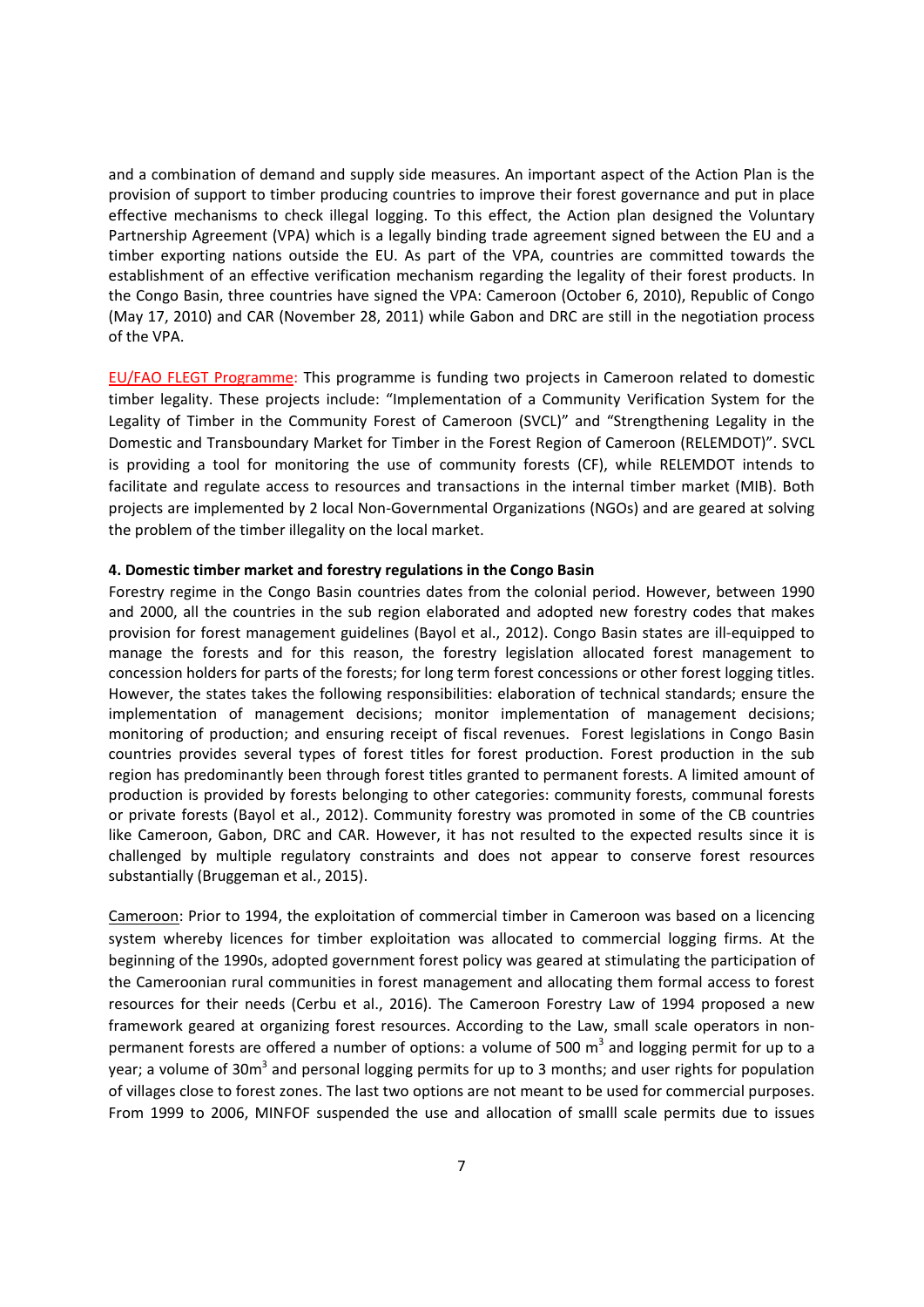and a combination of demand and supply side measures. An important aspect of the Action Plan is the provision of support to timber producing countries to improve their forest governance and put in place effective mechanisms to check illegal logging. To this effect, the Action plan designed the Voluntary Partnership Agreement (VPA) which is a legally binding trade agreement signed between the EU and a timber exporting nations outside the EU. As part of the VPA, countries are committed towards the establishment of an effective verification mechanism regarding the legality of their forest products. In the Congo Basin, three countries have signed the VPA: Cameroon (October 6, 2010), Republic of Congo (May 17, 2010) and CAR (November 28, 2011) while Gabon and DRC are still in the negotiation process of the VPA.

EU/FAO FLEGT Programme: This programme is funding two projects in Cameroon related to domestic timber legality. These projects include: "Implementation of a Community Verification System for the Legality of Timber in the Community Forest of Cameroon (SVCL)" and "Strengthening Legality in the Domestic and Transboundary Market for Timber in the Forest Region of Cameroon (RELEMDOT)". SVCL is providing a tool for monitoring the use of community forests (CF), while RELEMDOT intends to facilitate and regulate access to resources and transactions in the internal timber market (MIB). Both projects are implemented by 2 local Non-Governmental Organizations (NGOs) and are geared at solving the problem of the timber illegality on the local market.

**4. Domestic timber market and forestry regulations in the Congo Basin**

Forestry regime in the Congo Basin countries dates from the colonial period. However, between 1990 and 2000, all the countries in the sub region elaborated and adopted new forestry codes that makes provision for forest management guidelines (Bayol et al., 2012). Congo Basin states are ill-equipped to manage the forests and for this reason, the forestry legislation allocated forest management to concession holders for parts of the forests; for long term forest concessions or other forest logging titles. However, the states takes the following responsibilities: elaboration of technical standards; ensure the implementation of management decisions; monitor implementation of management decisions; monitoring of production; and ensuring receipt of fiscal revenues. Forest legislations in Congo Basin countries provides several types of forest titles for forest production. Forest production in the sub region has predominantly been through forest titles granted to permanent forests. A limited amount of production is provided by forests belonging to other categories: community forests, communal forests or private forests (Bayol et al., 2012). Community forestry was promoted in some of the CB countries like Cameroon, Gabon, DRC and CAR. However, it has not resulted to the expected results since it is challenged by multiple regulatory constraints and does not appear to conserve forest resources substantially (Bruggeman et al., 2015).

Cameroon: Prior to 1994, the exploitation of commercial timber in Cameroon was based on a licencing system whereby licences for timber exploitation was allocated to commercial logging firms. At the beginning of the 1990s, adopted government forest policy was geared at stimulating the participation of the Cameroonian rural communities in forest management and allocating them formal access to forest resources for their needs (Cerbu et al., 2016). The Cameroon Forestry Law of 1994 proposed a new framework geared at organizing forest resources. According to the Law, small scale operators in non-permanent forests are offered a number of options: a volume of 500 $m^3$ and logging permit for up to a year; a volume of $30m^3$ and personal logging permits for up to 3 months; and user rights for population of villages close to forest zones. The last two options are not meant to be used for commercial purposes. From 1999 to 2006, MINFOF suspended the use and allocation of smalll scale permits due to issues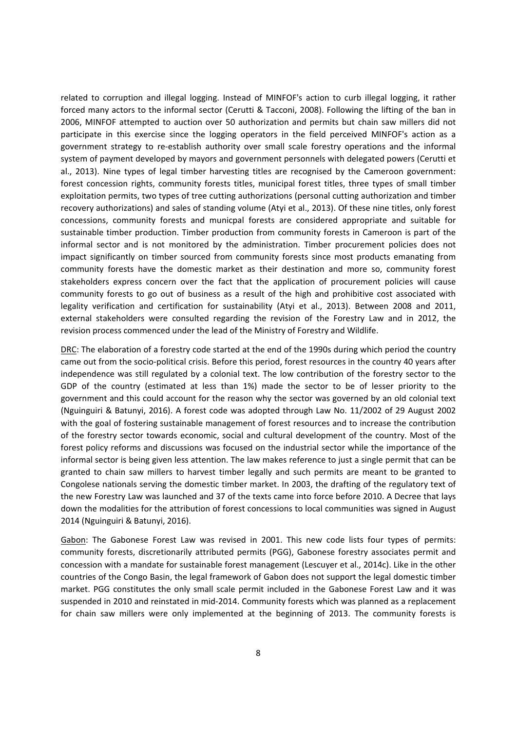related to corruption and illegal logging. Instead of MINFOF's action to curb illegal logging, it rather forced many actors to the informal sector (Cerutti & Tacconi, 2008). Following the lifting of the ban in 2006, MINFOF attempted to auction over 50 authorization and permits but chain saw millers did not participate in this exercise since the logging operators in the field perceived MINFOF's action as a government strategy to re-establish authority over small scale forestry operations and the informal system of payment developed by mayors and government personnels with delegated powers (Cerutti et al., 2013). Nine types of legal timber harvesting titles are recognised by the Cameroon government: forest concession rights, community forests titles, municipal forest titles, three types of small timber exploitation permits, two types of tree cutting authorizations (personal cutting authorization and timber recovery authorizations) and sales of standing volume (Atyi et al., 2013). Of these nine titles, only forest concessions, community forests and municpal forests are considered appropriate and suitable for sustainable timber production. Timber production from community forests in Cameroon is part of the informal sector and is not monitored by the administration. Timber procurement policies does not impact significantly on timber sourced from community forests since most products emanating from community forests have the domestic market as their destination and more so, community forest stakeholders express concern over the fact that the application of procurement policies will cause community forests to go out of business as a result of the high and prohibitive cost associated with legality verification and certification for sustainability (Atyi et al., 2013). Between 2008 and 2011, external stakeholders were consulted regarding the revision of the Forestry Law and in 2012, the revision process commenced under the lead of the Ministry of Forestry and Wildlife.

DRC: The elaboration of a forestry code started at the end of the 1990s during which period the country came out from the socio-political crisis. Before this period, forest resources in the country 40 years after independence was still regulated by a colonial text. The low contribution of the forestry sector to the GDP of the country (estimated at less than 1%) made the sector to be of lesser priority to the government and this could account for the reason why the sector was governed by an old colonial text (Nguinguiri & Batunyi, 2016). A forest code was adopted through Law No. 11/2002 of 29 August 2002 with the goal of fostering sustainable management of forest resources and to increase the contribution of the forestry sector towards economic, social and cultural development of the country. Most of the forest policy reforms and discussions was focused on the industrial sector while the importance of the informal sector is being given less attention. The law makes reference to just a single permit that can be granted to chain saw millers to harvest timber legally and such permits are meant to be granted to Congolese nationals serving the domestic timber market. In 2003, the drafting of the regulatory text of the new Forestry Law was launched and 37 of the texts came into force before 2010. A Decree that lays down the modalities for the attribution of forest concessions to local communities was signed in August 2014 (Nguinguiri & Batunyi, 2016).

Gabon: The Gabonese Forest Law was revised in 2001. This new code lists four types of permits: community forests, discretionarily attributed permits (PGG), Gabonese forestry associates permit and concession with a mandate for sustainable forest management (Lescuyer et al., 2014c). Like in the other countries of the Congo Basin, the legal framework of Gabon does not support the legal domestic timber market. PGG constitutes the only small scale permit included in the Gabonese Forest Law and it was suspended in 2010 and reinstated in mid-2014. Community forests which was planned as a replacement for chain saw millers were only implemented at the beginning of 2013. The community forests is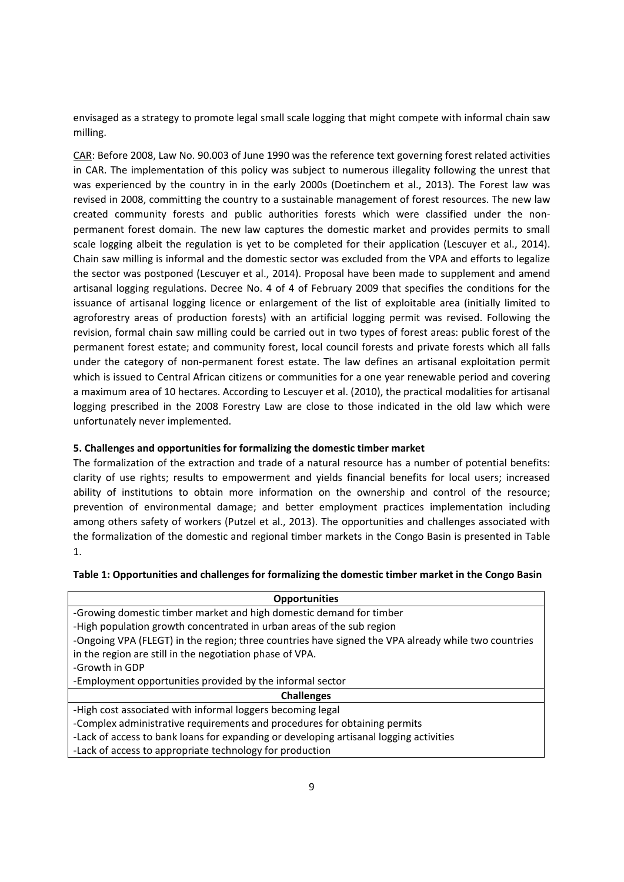envisaged as a strategy to promote legal small scale logging that might compete with informal chain saw milling.

CAR: Before 2008, Law No. 90.003 of June 1990 was the reference text governing forest related activities in CAR. The implementation of this policy was subject to numerous illegality following the unrest that was experienced by the country in in the early 2000s (Doetinchem et al., 2013). The Forest law was revised in 2008, committing the country to a sustainable management of forest resources. The new law created community forests and public authorities forests which were classified under the non-permanent forest domain. The new law captures the domestic market and provides permits to small scale logging albeit the regulation is yet to be completed for their application (Lescuyer et al., 2014). Chain saw milling is informal and the domestic sector was excluded from the VPA and efforts to legalize the sector was postponed (Lescuyer et al., 2014). Proposal have been made to supplement and amend artisanal logging regulations. Decree No. 4 of 4 of February 2009 that specifies the conditions for the issuance of artisanal logging licence or enlargement of the list of exploitable area (initially limited to agroforestry areas of production forests) with an artificial logging permit was revised. Following the revision, formal chain saw milling could be carried out in two types of forest areas: public forest of the permanent forest estate; and community forest, local council forests and private forests which all falls under the category of non-permanent forest estate. The law defines an artisanal exploitation permit which is issued to Central African citizens or communities for a one year renewable period and covering a maximum area of 10 hectares. According to Lescuyer et al. (2010), the practical modalities for artisanal logging prescribed in the 2008 Forestry Law are close to those indicated in the old law which were unfortunately never implemented.

## 5. Challenges and opportunities for formalizing the domestic timber market

The formalization of the extraction and trade of a natural resource has a number of potential benefits: clarity of use rights; results to empowerment and yields financial benefits for local users; increased ability of institutions to obtain more information on the ownership and control of the resource; prevention of environmental damage; and better employment practices implementation including among others safety of workers (Putzel et al., 2013). The opportunities and challenges associated with the formalization of the domestic and regional timber markets in the Congo Basin is presented in Table 1.

**Table 1: Opportunities and challenges for formalizing the domestic timber market in the Congo Basin**

| **Opportunities** |
|---|
| -Growing domestic timber market and high domestic demand for timber<br>-High population growth concentrated in urban areas of the sub region<br>-Ongoing VPA (FLEGT) in the region; three countries have signed the VPA already while two countries in the region are still in the negotiation phase of VPA.<br>-Growth in GDP<br>-Employment opportunities provided by the informal sector |
| **Challenges** |
| -High cost associated with informal loggers becoming legal<br>-Complex administrative requirements and procedures for obtaining permits<br>-Lack of access to bank loans for expanding or developing artisanal logging activities<br>-Lack of access to appropriate technology for production |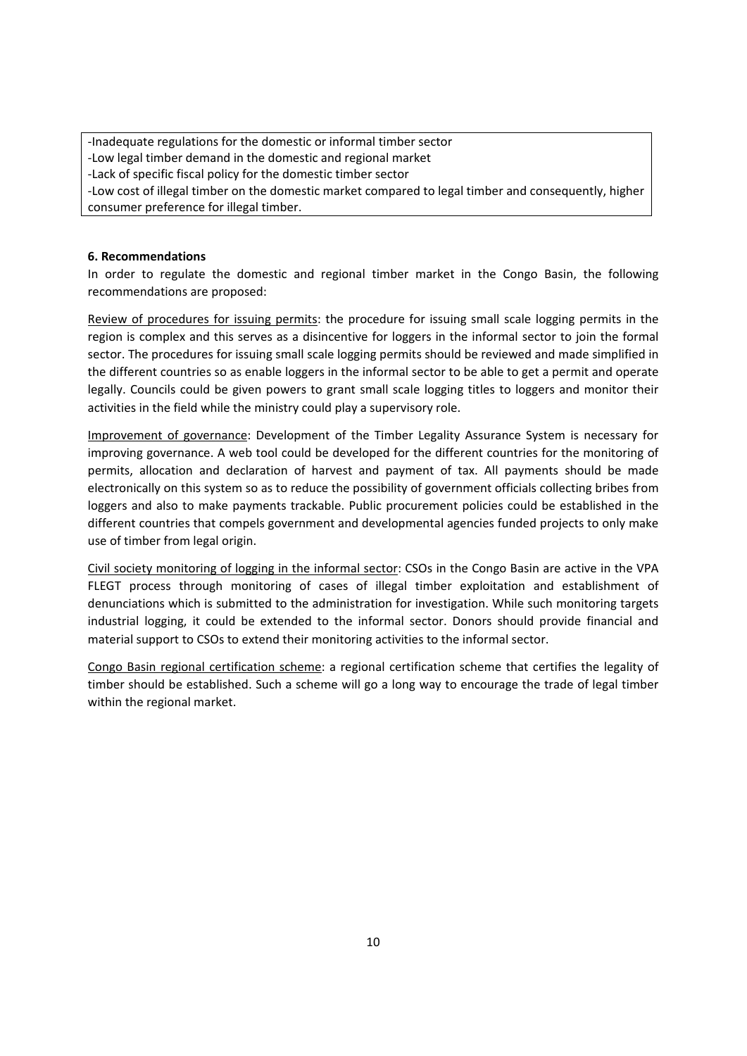-Inadequate regulations for the domestic or informal timber sector
-Low legal timber demand in the domestic and regional market
-Lack of specific fiscal policy for the domestic timber sector
-Low cost of illegal timber on the domestic market compared to legal timber and consequently, higher consumer preference for illegal timber.

**6. Recommendations**

In order to regulate the domestic and regional timber market in the Congo Basin, the following recommendations are proposed:

<u>Review of procedures for issuing permits</u>: the procedure for issuing small scale logging permits in the region is complex and this serves as a disincentive for loggers in the informal sector to join the formal sector. The procedures for issuing small scale logging permits should be reviewed and made simplified in the different countries so as enable loggers in the informal sector to be able to get a permit and operate legally. Councils could be given powers to grant small scale logging titles to loggers and monitor their activities in the field while the ministry could play a supervisory role.

<u>Improvement of governance</u>: Development of the Timber Legality Assurance System is necessary for improving governance. A web tool could be developed for the different countries for the monitoring of permits, allocation and declaration of harvest and payment of tax. All payments should be made electronically on this system so as to reduce the possibility of government officials collecting bribes from loggers and also to make payments trackable. Public procurement policies could be established in the different countries that compels government and developmental agencies funded projects to only make use of timber from legal origin.

<u>Civil society monitoring of logging in the informal sector</u>: CSOs in the Congo Basin are active in the VPA FLEGT process through monitoring of cases of illegal timber exploitation and establishment of denunciations which is submitted to the administration for investigation. While such monitoring targets industrial logging, it could be extended to the informal sector. Donors should provide financial and material support to CSOs to extend their monitoring activities to the informal sector.

<u>Congo Basin regional certification scheme</u>: a regional certification scheme that certifies the legality of timber should be established. Such a scheme will go a long way to encourage the trade of legal timber within the regional market.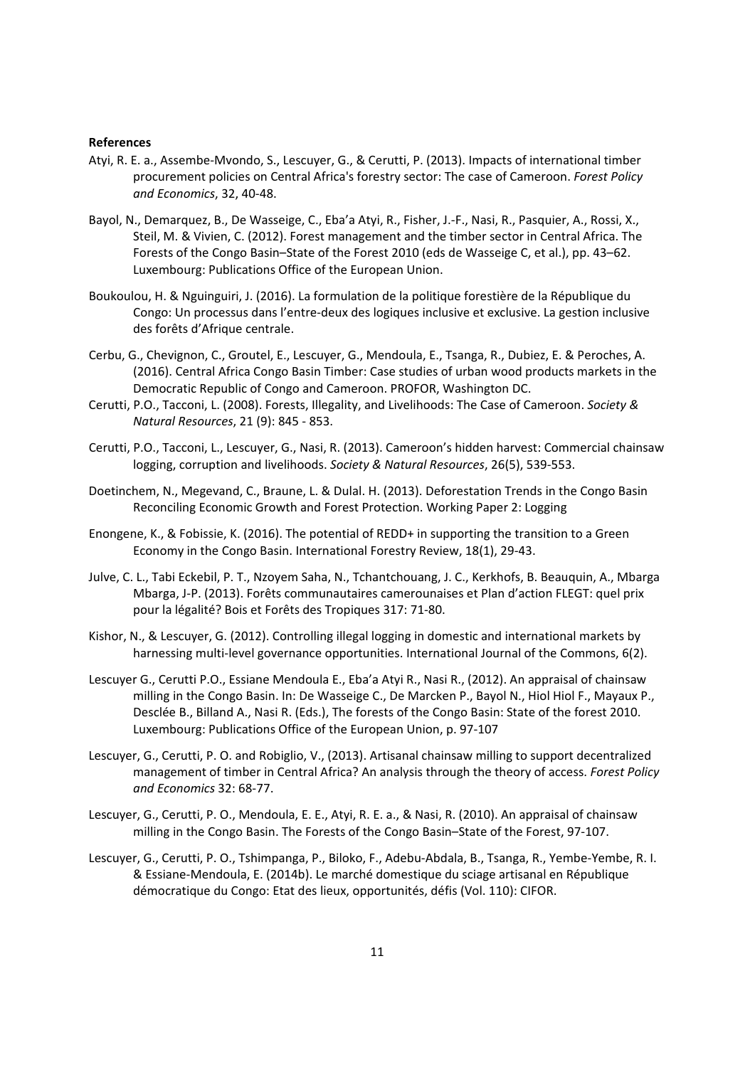**References**

Atyi, R. E. a., Assembe-Mvondo, S., Lescuyer, G., & Cerutti, P. (2013). Impacts of international timber procurement policies on Central Africa's forestry sector: The case of Cameroon. *Forest Policy and Economics*, 32, 40-48.

Bayol, N., Demarquez, B., De Wasseige, C., Eba'a Atyi, R., Fisher, J.-F., Nasi, R., Pasquier, A., Rossi, X., Steil, M. & Vivien, C. (2012). Forest management and the timber sector in Central Africa. The Forests of the Congo Basin–State of the Forest 2010 (eds de Wasseige C, et al.), pp. 43–62. Luxembourg: Publications Office of the European Union.

Boukoulou, H. & Nguinguiri, J. (2016). La formulation de la politique forestière de la République du Congo: Un processus dans l'entre-deux des logiques inclusive et exclusive. La gestion inclusive des forêts d'Afrique centrale.

Cerbu, G., Chevignon, C., Groutel, E., Lescuyer, G., Mendoula, E., Tsanga, R., Dubiez, E. & Peroches, A. (2016). Central Africa Congo Basin Timber: Case studies of urban wood products markets in the Democratic Republic of Congo and Cameroon. PROFOR, Washington DC.

Cerutti, P.O., Tacconi, L. (2008). Forests, Illegality, and Livelihoods: The Case of Cameroon. *Society & Natural Resources*, 21 (9): 845 - 853.

Cerutti, P.O., Tacconi, L., Lescuyer, G., Nasi, R. (2013). Cameroon's hidden harvest: Commercial chainsaw logging, corruption and livelihoods. *Society & Natural Resources*, 26(5), 539-553.

Doetinchem, N., Megevand, C., Braune, L. & Dulal. H. (2013). Deforestation Trends in the Congo Basin Reconciling Economic Growth and Forest Protection. Working Paper 2: Logging

Enongene, K., & Fobissie, K. (2016). The potential of REDD+ in supporting the transition to a Green Economy in the Congo Basin. International Forestry Review, 18(1), 29-43.

Julve, C. L., Tabi Eckebil, P. T., Nzoyem Saha, N., Tchantchouang, J. C., Kerkhofs, B. Beauquin, A., Mbarga Mbarga, J-P. (2013). Forêts communautaires camerounaises et Plan d'action FLEGT: quel prix pour la légalité? Bois et Forêts des Tropiques 317: 71-80.

Kishor, N., & Lescuyer, G. (2012). Controlling illegal logging in domestic and international markets by harnessing multi-level governance opportunities. International Journal of the Commons, 6(2).

Lescuyer G., Cerutti P.O., Essiane Mendoula E., Eba'a Atyi R., Nasi R., (2012). An appraisal of chainsaw milling in the Congo Basin. In: De Wasseige C., De Marcken P., Bayol N., Hiol Hiol F., Mayaux P., Desclée B., Billand A., Nasi R. (Eds.), The forests of the Congo Basin: State of the forest 2010. Luxembourg: Publications Office of the European Union, p. 97-107

Lescuyer, G., Cerutti, P. O. and Robiglio, V., (2013). Artisanal chainsaw milling to support decentralized management of timber in Central Africa? An analysis through the theory of access. *Forest Policy and Economics* 32: 68-77.

Lescuyer, G., Cerutti, P. O., Mendoula, E. E., Atyi, R. E. a., & Nasi, R. (2010). An appraisal of chainsaw milling in the Congo Basin. The Forests of the Congo Basin–State of the Forest, 97-107.

Lescuyer, G., Cerutti, P. O., Tshimpanga, P., Biloko, F., Adebu-Abdala, B., Tsanga, R., Yembe-Yembe, R. I. & Essiane-Mendoula, E. (2014b). Le marché domestique du sciage artisanal en République démocratique du Congo: Etat des lieux, opportunités, défis (Vol. 110): CIFOR.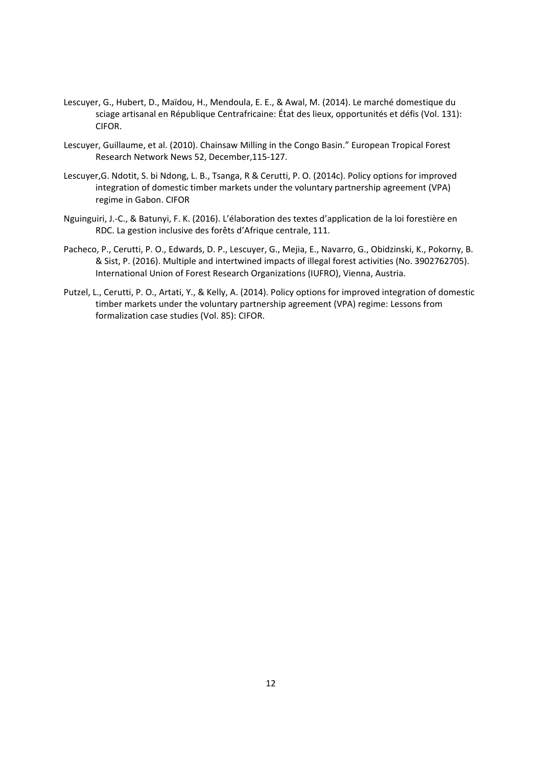Lescuyer, G., Hubert, D., Maïdou, H., Mendoula, E. E., & Awal, M. (2014). Le marché domestique du sciage artisanal en République Centrafricaine: État des lieux, opportunités et défis (Vol. 131): CIFOR.

Lescuyer, Guillaume, et al. (2010). Chainsaw Milling in the Congo Basin." European Tropical Forest Research Network News 52, December,115-127.

Lescuyer,G. Ndotit, S. bi Ndong, L. B., Tsanga, R & Cerutti, P. O. (2014c). Policy options for improved integration of domestic timber markets under the voluntary partnership agreement (VPA) regime in Gabon. CIFOR

Nguinguiri, J.-C., & Batunyi, F. K. (2016). L'élaboration des textes d'application de la loi forestière en RDC. La gestion inclusive des forêts d'Afrique centrale, 111.

Pacheco, P., Cerutti, P. O., Edwards, D. P., Lescuyer, G., Mejia, E., Navarro, G., Obidzinski, K., Pokorny, B. & Sist, P. (2016). Multiple and intertwined impacts of illegal forest activities (No. 3902762705). International Union of Forest Research Organizations (IUFRO), Vienna, Austria.

Putzel, L., Cerutti, P. O., Artati, Y., & Kelly, A. (2014). Policy options for improved integration of domestic timber markets under the voluntary partnership agreement (VPA) regime: Lessons from formalization case studies (Vol. 85): CIFOR.